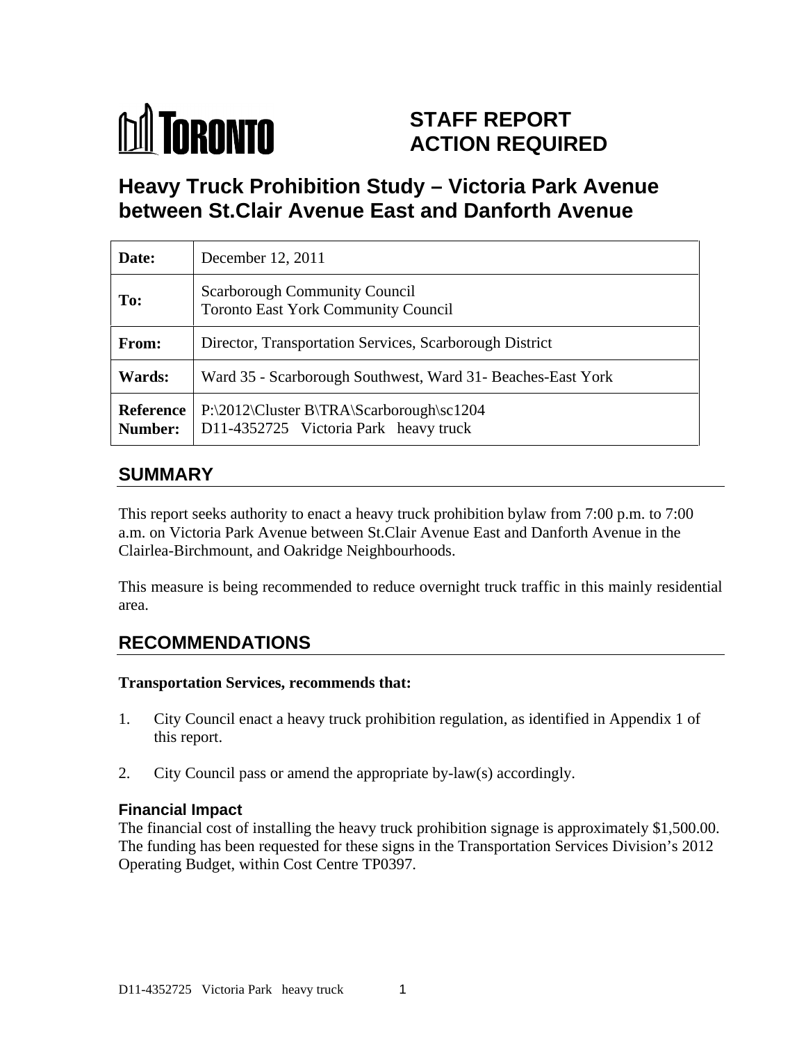# STAFF REPORT ACTION REQUIRED

## Heavy Truck Prohibition Study – Victoria Park Avenue between St.Clair Avenue East and Danforth Avenue

| | |
|---|---|
| **Date:** | December 12, 2011 |
| **To:** | Scarborough Community Council<br>Toronto East York Community Council |
| **From:** | Director, Transportation Services, Scarborough District |
| **Wards:** | Ward 35 - Scarborough Southwest, Ward 31- Beaches-East York |
| **Reference Number:** | P:\2012\Cluster B\TRA\Scarborough\sc1204<br>D11-4352725 Victoria Park heavy truck |

## SUMMARY

This report seeks authority to enact a heavy truck prohibition bylaw from 7:00 p.m. to 7:00 a.m. on Victoria Park Avenue between St.Clair Avenue East and Danforth Avenue in the Clairlea-Birchmount, and Oakridge Neighbourhoods.

This measure is being recommended to reduce overnight truck traffic in this mainly residential area.

## RECOMMENDATIONS

**Transportation Services, recommends that:**

1. City Council enact a heavy truck prohibition regulation, as identified in Appendix 1 of this report.

2. City Council pass or amend the appropriate by-law(s) accordingly.

### Financial Impact

The financial cost of installing the heavy truck prohibition signage is approximately $1,500.00. The funding has been requested for these signs in the Transportation Services Division's 2012 Operating Budget, within Cost Centre TP0397.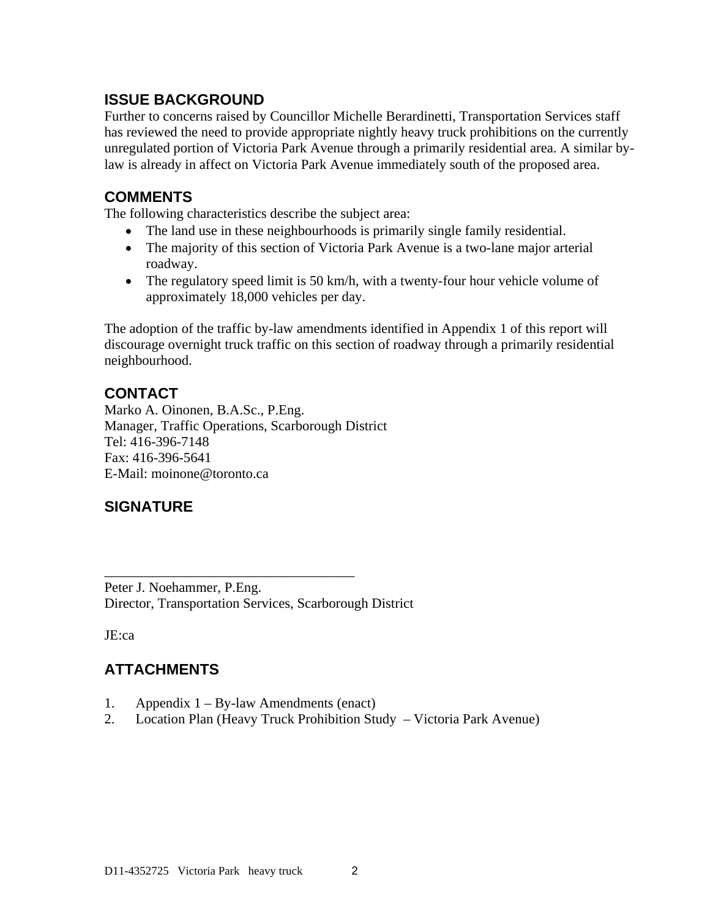## ISSUE BACKGROUND

Further to concerns raised by Councillor Michelle Berardinetti, Transportation Services staff has reviewed the need to provide appropriate nightly heavy truck prohibitions on the currently unregulated portion of Victoria Park Avenue through a primarily residential area. A similar by-law is already in affect on Victoria Park Avenue immediately south of the proposed area.

## COMMENTS

The following characteristics describe the subject area:

- The land use in these neighbourhoods is primarily single family residential.
- The majority of this section of Victoria Park Avenue is a two-lane major arterial roadway.
- The regulatory speed limit is 50 km/h, with a twenty-four hour vehicle volume of approximately 18,000 vehicles per day.

The adoption of the traffic by-law amendments identified in Appendix 1 of this report will discourage overnight truck traffic on this section of roadway through a primarily residential neighbourhood.

## CONTACT

Marko A. Oinonen, B.A.Sc., P.Eng.
Manager, Traffic Operations, Scarborough District
Tel: 416-396-7148
Fax: 416-396-5641
E-Mail: moinone@toronto.ca

## SIGNATURE

_________________________________

Peter J. Noehammer, P.Eng.
Director, Transportation Services, Scarborough District

JE:ca

## ATTACHMENTS

1. Appendix 1 – By-law Amendments (enact)
2. Location Plan (Heavy Truck Prohibition Study – Victoria Park Avenue)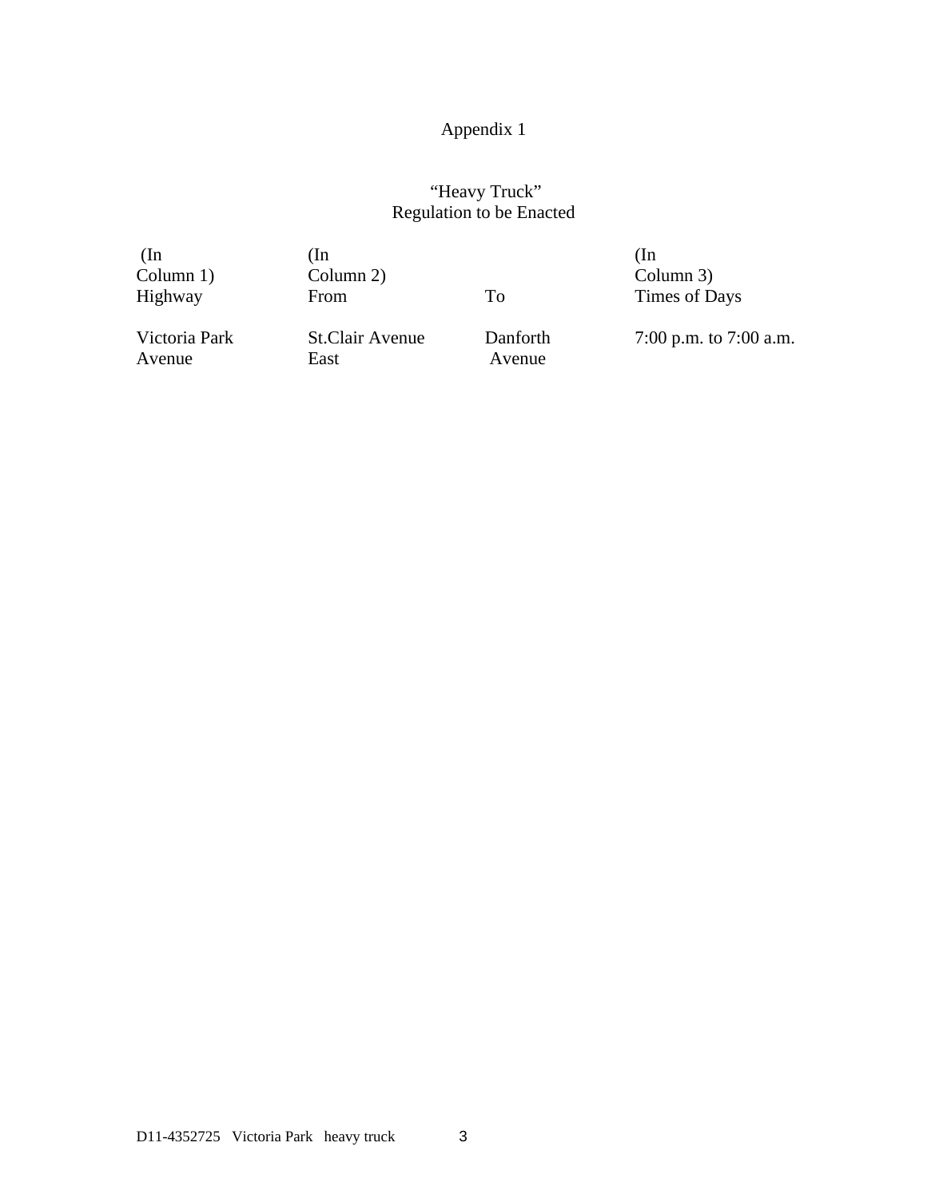Appendix 1

"Heavy Truck"
Regulation to be Enacted

| (In Column 1) Highway | (In Column 2) From | To | (In Column 3) Times of Days |
|---|---|---|---|
| Victoria Park Avenue | St.Clair Avenue East | Danforth Avenue | 7:00 p.m. to 7:00 a.m. |